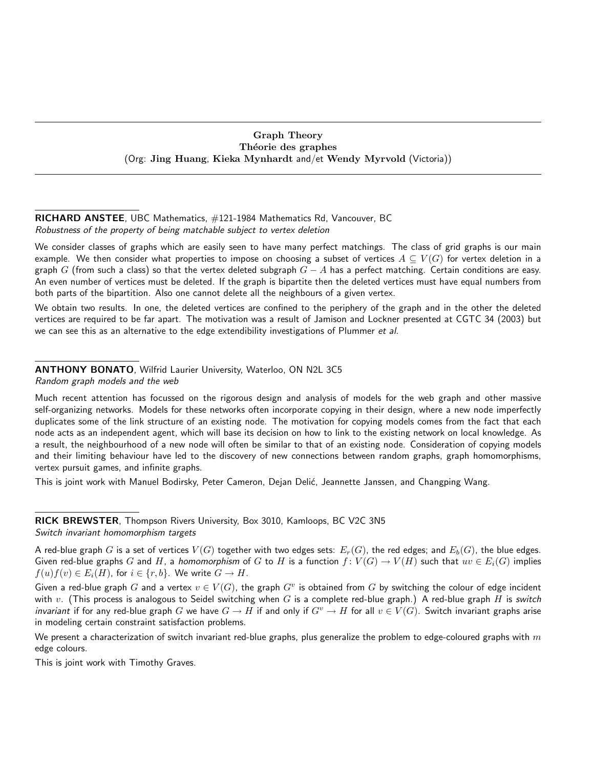## Graph Theory
## Théorie des graphes
(Org: **Jing Huang**, **Kieka Mynhardt** and/et **Wendy Myrvold** (Victoria))

---

**RICHARD ANSTEE**, UBC Mathematics, #121-1984 Mathematics Rd, Vancouver, BC
*Robustness of the property of being matchable subject to vertex deletion*

We consider classes of graphs which are easily seen to have many perfect matchings. The class of grid graphs is our main example. We then consider what properties to impose on choosing a subset of vertices $A \subseteq V(G)$ for vertex deletion in a graph $G$ (from such a class) so that the vertex deleted subgraph $G - A$ has a perfect matching. Certain conditions are easy. An even number of vertices must be deleted. If the graph is bipartite then the deleted vertices must have equal numbers from both parts of the bipartition. Also one cannot delete all the neighbours of a given vertex.

We obtain two results. In one, the deleted vertices are confined to the periphery of the graph and in the other the deleted vertices are required to be far apart. The motivation was a result of Jamison and Lockner presented at CGTC 34 (2003) but we can see this as an alternative to the edge extendibility investigations of Plummer *et al*.

---

**ANTHONY BONATO**, Wilfrid Laurier University, Waterloo, ON N2L 3C5
*Random graph models and the web*

Much recent attention has focussed on the rigorous design and analysis of models for the web graph and other massive self-organizing networks. Models for these networks often incorporate copying in their design, where a new node imperfectly duplicates some of the link structure of an existing node. The motivation for copying models comes from the fact that each node acts as an independent agent, which will base its decision on how to link to the existing network on local knowledge. As a result, the neighbourhood of a new node will often be similar to that of an existing node. Consideration of copying models and their limiting behaviour have led to the discovery of new connections between random graphs, graph homomorphisms, vertex pursuit games, and infinite graphs.

This is joint work with Manuel Bodirsky, Peter Cameron, Dejan Delić, Jeannette Janssen, and Changping Wang.

---

**RICK BREWSTER**, Thompson Rivers University, Box 3010, Kamloops, BC V2C 3N5
*Switch invariant homomorphism targets*

A red-blue graph $G$ is a set of vertices $V(G)$ together with two edges sets: $E_r(G)$, the red edges; and $E_b(G)$, the blue edges. Given red-blue graphs $G$ and $H$, a *homomorphism* of $G$ to $H$ is a function $f\colon V(G) \to V(H)$ such that $uv \in E_i(G)$ implies $f(u)f(v) \in E_i(H)$, for $i \in \{r, b\}$. We write $G \to H$.

Given a red-blue graph $G$ and a vertex $v \in V(G)$, the graph $G^v$ is obtained from $G$ by switching the colour of edge incident with $v$. (This process is analogous to Seidel switching when $G$ is a complete red-blue graph.) A red-blue graph $H$ is *switch invariant* if for any red-blue graph $G$ we have $G \to H$ if and only if $G^v \to H$ for all $v \in V(G)$. Switch invariant graphs arise in modeling certain constraint satisfaction problems.

We present a characterization of switch invariant red-blue graphs, plus generalize the problem to edge-coloured graphs with $m$ edge colours.

This is joint work with Timothy Graves.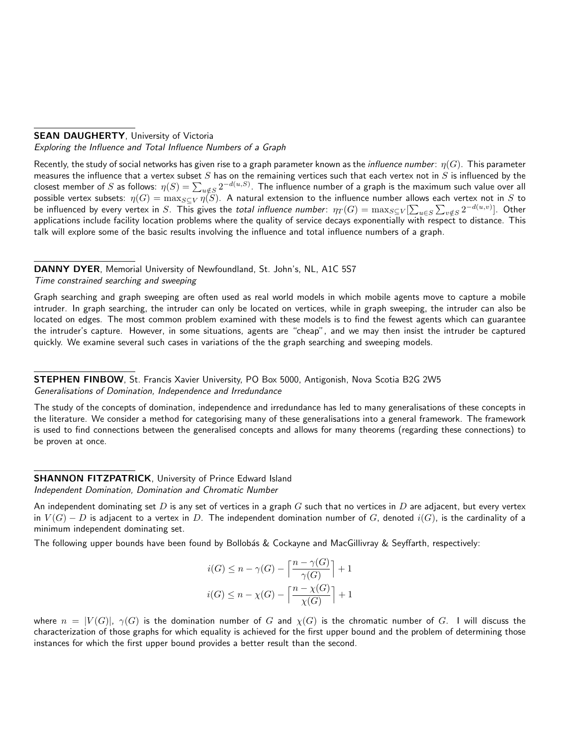**SEAN DAUGHERTY**, University of Victoria
*Exploring the Influence and Total Influence Numbers of a Graph*

Recently, the study of social networks has given rise to a graph parameter known as the *influence number*: $\eta(G)$. This parameter measures the influence that a vertex subset $S$ has on the remaining vertices such that each vertex not in $S$ is influenced by the closest member of $S$ as follows: $\eta(S) = \sum_{u \notin S} 2^{-d(u,S)}$. The influence number of a graph is the maximum such value over all possible vertex subsets: $\eta(G) = \max_{S \subseteq V} \eta(S)$. A natural extension to the influence number allows each vertex not in $S$ to be influenced by every vertex in $S$. This gives the *total influence number*: $\eta_T(G) = \max_{S \subseteq V} [\sum_{u \in S} \sum_{v \notin S} 2^{-d(u,v)}]$. Other applications include facility location problems where the quality of service decays exponentially with respect to distance. This talk will explore some of the basic results involving the influence and total influence numbers of a graph.

**DANNY DYER**, Memorial University of Newfoundland, St. John's, NL, A1C 5S7
*Time constrained searching and sweeping*

Graph searching and graph sweeping are often used as real world models in which mobile agents move to capture a mobile intruder. In graph searching, the intruder can only be located on vertices, while in graph sweeping, the intruder can also be located on edges. The most common problem examined with these models is to find the fewest agents which can guarantee the intruder's capture. However, in some situations, agents are "cheap", and we may then insist the intruder be captured quickly. We examine several such cases in variations of the the graph searching and sweeping models.

**STEPHEN FINBOW**, St. Francis Xavier University, PO Box 5000, Antigonish, Nova Scotia B2G 2W5
*Generalisations of Domination, Independence and Irredundance*

The study of the concepts of domination, independence and irredundance has led to many generalisations of these concepts in the literature. We consider a method for categorising many of these generalisations into a general framework. The framework is used to find connections between the generalised concepts and allows for many theorems (regarding these connections) to be proven at once.

**SHANNON FITZPATRICK**, University of Prince Edward Island
*Independent Domination, Domination and Chromatic Number*

An independent dominating set $D$ is any set of vertices in a graph $G$ such that no vertices in $D$ are adjacent, but every vertex in $V(G) - D$ is adjacent to a vertex in $D$. The independent domination number of $G$, denoted $i(G)$, is the cardinality of a minimum independent dominating set.

The following upper bounds have been found by Bollobás & Cockayne and MacGillivray & Seyffarth, respectively:

$$i(G) \leq n - \gamma(G) - \left\lceil \frac{n - \gamma(G)}{\gamma(G)} \right\rceil + 1$$

$$i(G) \leq n - \chi(G) - \left\lceil \frac{n - \chi(G)}{\chi(G)} \right\rceil + 1$$

where $n = |V(G)|$, $\gamma(G)$ is the domination number of $G$ and $\chi(G)$ is the chromatic number of $G$. I will discuss the characterization of those graphs for which equality is achieved for the first upper bound and the problem of determining those instances for which the first upper bound provides a better result than the second.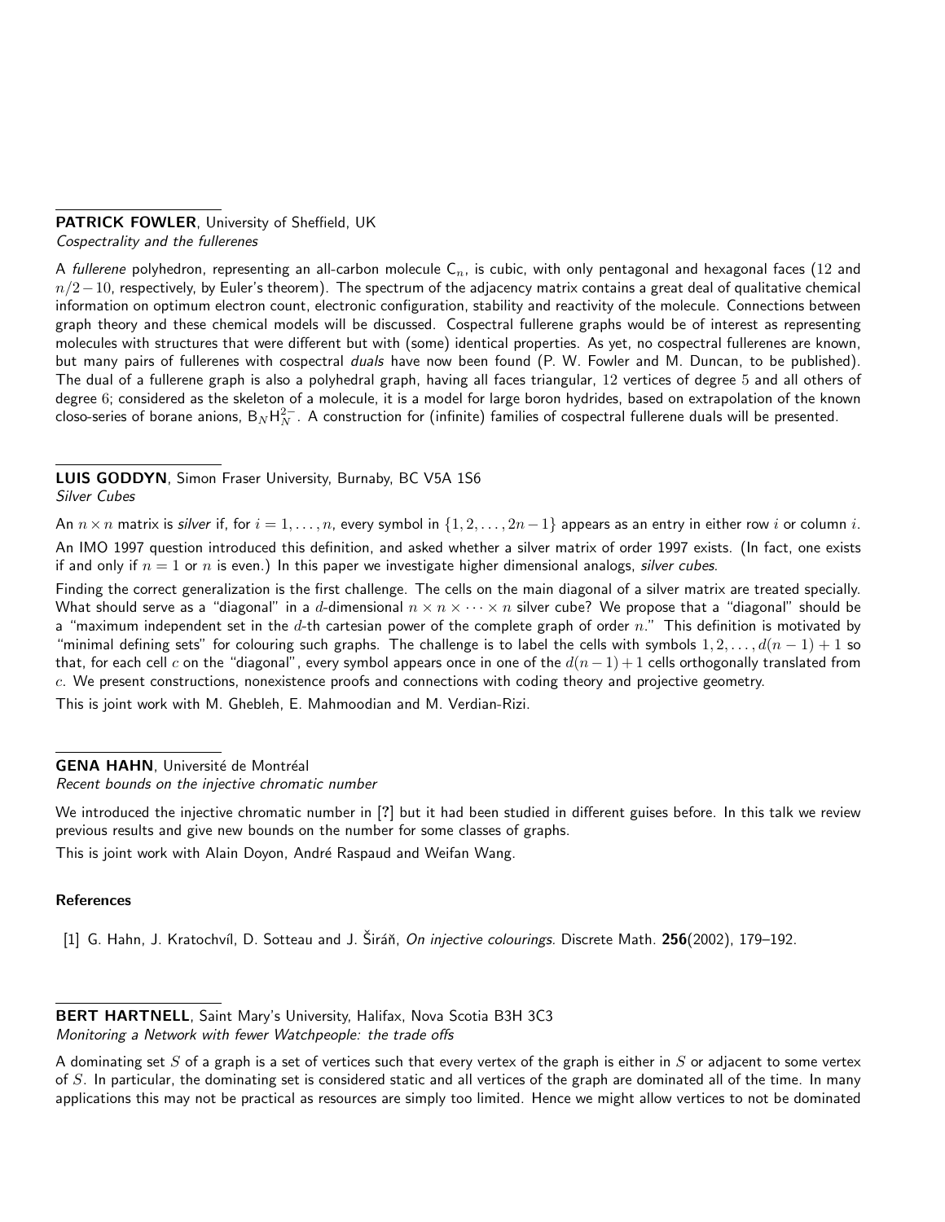**PATRICK FOWLER**, University of Sheffield, UK
*Cospectrality and the fullerenes*

A *fullerene* polyhedron, representing an all-carbon molecule $C_n$, is cubic, with only pentagonal and hexagonal faces ($12$ and $n/2-10$, respectively, by Euler's theorem). The spectrum of the adjacency matrix contains a great deal of qualitative chemical information on optimum electron count, electronic configuration, stability and reactivity of the molecule. Connections between graph theory and these chemical models will be discussed. Cospectral fullerene graphs would be of interest as representing molecules with structures that were different but with (some) identical properties. As yet, no cospectral fullerenes are known, but many pairs of fullerenes with cospectral *duals* have now been found (P. W. Fowler and M. Duncan, to be published). The dual of a fullerene graph is also a polyhedral graph, having all faces triangular, $12$ vertices of degree $5$ and all others of degree $6$; considered as the skeleton of a molecule, it is a model for large boron hydrides, based on extrapolation of the known closo-series of borane anions, $B_NH_N^{2-}$. A construction for (infinite) families of cospectral fullerene duals will be presented.

**LUIS GODDYN**, Simon Fraser University, Burnaby, BC V5A 1S6
*Silver Cubes*

An $n \times n$ matrix is *silver* if, for $i = 1, \ldots, n$, every symbol in $\{1, 2, \ldots, 2n-1\}$ appears as an entry in either row $i$ or column $i$.

An IMO 1997 question introduced this definition, and asked whether a silver matrix of order 1997 exists. (In fact, one exists if and only if $n = 1$ or $n$ is even.) In this paper we investigate higher dimensional analogs, *silver cubes*.

Finding the correct generalization is the first challenge. The cells on the main diagonal of a silver matrix are treated specially. What should serve as a "diagonal" in a $d$-dimensional $n \times n \times \cdots \times n$ silver cube? We propose that a "diagonal" should be a "maximum independent set in the $d$-th cartesian power of the complete graph of order $n$." This definition is motivated by "minimal defining sets" for colouring such graphs. The challenge is to label the cells with symbols $1, 2, \ldots, d(n-1)+1$ so that, for each cell $c$ on the "diagonal", every symbol appears once in one of the $d(n-1)+1$ cells orthogonally translated from $c$. We present constructions, nonexistence proofs and connections with coding theory and projective geometry.

This is joint work with M. Ghebleh, E. Mahmoodian and M. Verdian-Rizi.

**GENA HAHN**, Université de Montréal
*Recent bounds on the injective chromatic number*

We introduced the injective chromatic number in [?] but it had been studied in different guises before. In this talk we review previous results and give new bounds on the number for some classes of graphs.

This is joint work with Alain Doyon, André Raspaud and Weifan Wang.

**References**

[1] G. Hahn, J. Kratochvíl, D. Sotteau and J. Širáň, *On injective colourings*. Discrete Math. **256**(2002), 179–192.

**BERT HARTNELL**, Saint Mary's University, Halifax, Nova Scotia B3H 3C3
*Monitoring a Network with fewer Watchpeople: the trade offs*

A dominating set $S$ of a graph is a set of vertices such that every vertex of the graph is either in $S$ or adjacent to some vertex of $S$. In particular, the dominating set is considered static and all vertices of the graph are dominated all of the time. In many applications this may not be practical as resources are simply too limited. Hence we might allow vertices to not be dominated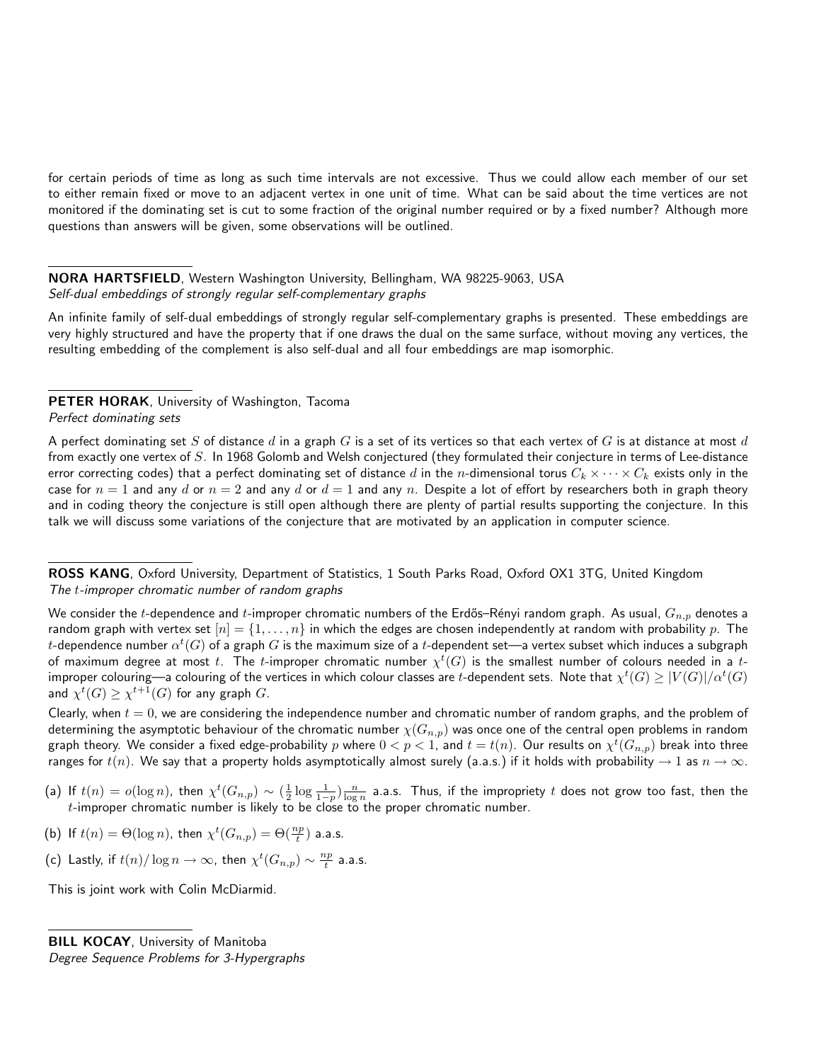for certain periods of time as long as such time intervals are not excessive. Thus we could allow each member of our set to either remain fixed or move to an adjacent vertex in one unit of time. What can be said about the time vertices are not monitored if the dominating set is cut to some fraction of the original number required or by a fixed number? Although more questions than answers will be given, some observations will be outlined.

**NORA HARTSFIELD**, Western Washington University, Bellingham, WA 98225-9063, USA
*Self-dual embeddings of strongly regular self-complementary graphs*

An infinite family of self-dual embeddings of strongly regular self-complementary graphs is presented. These embeddings are very highly structured and have the property that if one draws the dual on the same surface, without moving any vertices, the resulting embedding of the complement is also self-dual and all four embeddings are map isomorphic.

**PETER HORAK**, University of Washington, Tacoma
*Perfect dominating sets*

A perfect dominating set $S$ of distance $d$ in a graph $G$ is a set of its vertices so that each vertex of $G$ is at distance at most $d$ from exactly one vertex of $S$. In 1968 Golomb and Welsh conjectured (they formulated their conjecture in terms of Lee-distance error correcting codes) that a perfect dominating set of distance $d$ in the $n$-dimensional torus $C_k \times \cdots \times C_k$ exists only in the case for $n = 1$ and any $d$ or $n = 2$ and any $d$ or $d = 1$ and any $n$. Despite a lot of effort by researchers both in graph theory and in coding theory the conjecture is still open although there are plenty of partial results supporting the conjecture. In this talk we will discuss some variations of the conjecture that are motivated by an application in computer science.

**ROSS KANG**, Oxford University, Department of Statistics, 1 South Parks Road, Oxford OX1 3TG, United Kingdom
*The $t$-improper chromatic number of random graphs*

We consider the $t$-dependence and $t$-improper chromatic numbers of the Erdős–Rényi random graph. As usual, $G_{n,p}$ denotes a random graph with vertex set $[n] = \{1, \ldots, n\}$ in which the edges are chosen independently at random with probability $p$. The $t$-dependence number $\alpha^t(G)$ of a graph $G$ is the maximum size of a $t$-dependent set—a vertex subset which induces a subgraph of maximum degree at most $t$. The $t$-improper chromatic number $\chi^t(G)$ is the smallest number of colours needed in a $t$-improper colouring—a colouring of the vertices in which colour classes are $t$-dependent sets. Note that $\chi^t(G) \geq |V(G)|/\alpha^t(G)$ and $\chi^t(G) \geq \chi^{t+1}(G)$ for any graph $G$.

Clearly, when $t = 0$, we are considering the independence number and chromatic number of random graphs, and the problem of determining the asymptotic behaviour of the chromatic number $\chi(G_{n,p})$ was once one of the central open problems in random graph theory. We consider a fixed edge-probability $p$ where $0 < p < 1$, and $t = t(n)$. Our results on $\chi^t(G_{n,p})$ break into three ranges for $t(n)$. We say that a property holds asymptotically almost surely (a.a.s.) if it holds with probability $\to 1$ as $n \to \infty$.

(a) If $t(n) = o(\log n)$, then $\chi^t(G_{n,p}) \sim (\frac{1}{2} \log \frac{1}{1-p}) \frac{n}{\log n}$ a.a.s. Thus, if the impropriety $t$ does not grow too fast, then the $t$-improper chromatic number is likely to be close to the proper chromatic number.

(b) If $t(n) = \Theta(\log n)$, then $\chi^t(G_{n,p}) = \Theta(\frac{np}{t})$ a.a.s.

(c) Lastly, if $t(n)/\log n \to \infty$, then $\chi^t(G_{n,p}) \sim \frac{np}{t}$ a.a.s.

This is joint work with Colin McDiarmid.

**BILL KOCAY**, University of Manitoba
*Degree Sequence Problems for 3-Hypergraphs*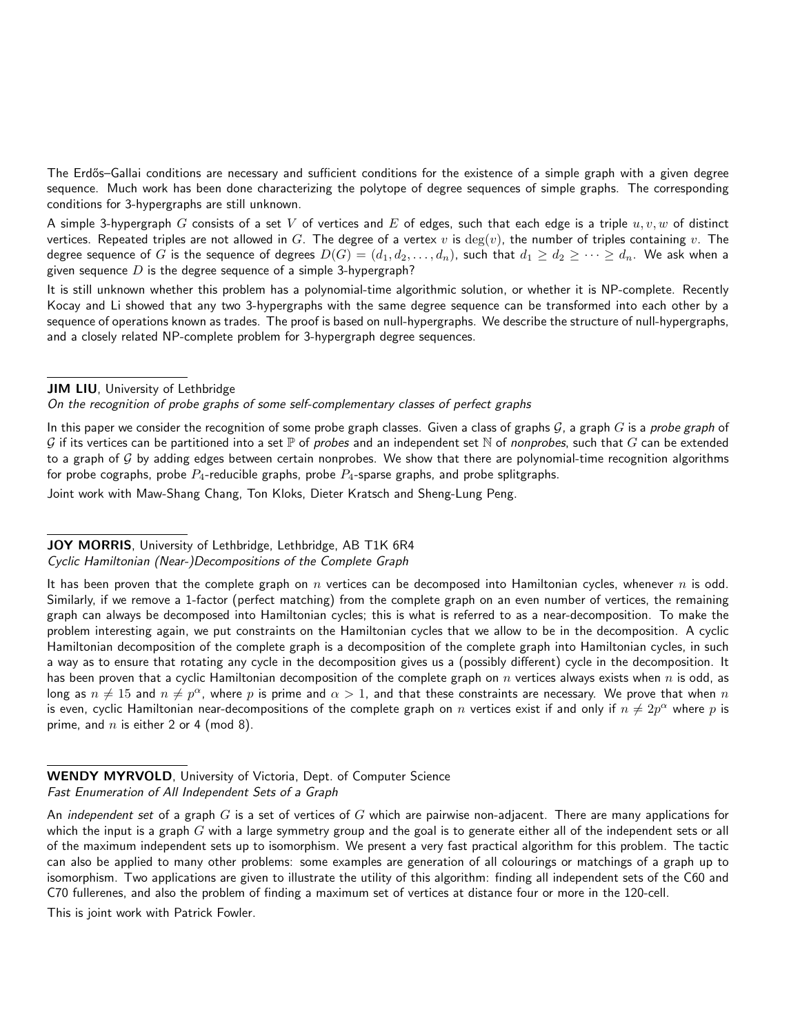The Erdős–Gallai conditions are necessary and sufficient conditions for the existence of a simple graph with a given degree sequence. Much work has been done characterizing the polytope of degree sequences of simple graphs. The corresponding conditions for 3-hypergraphs are still unknown.

A simple 3-hypergraph $G$ consists of a set $V$ of vertices and $E$ of edges, such that each edge is a triple $u, v, w$ of distinct vertices. Repeated triples are not allowed in $G$. The degree of a vertex $v$ is $\deg(v)$, the number of triples containing $v$. The degree sequence of $G$ is the sequence of degrees $D(G) = (d_1, d_2, \ldots, d_n)$, such that $d_1 \geq d_2 \geq \cdots \geq d_n$. We ask when a given sequence $D$ is the degree sequence of a simple 3-hypergraph?

It is still unknown whether this problem has a polynomial-time algorithmic solution, or whether it is NP-complete. Recently Kocay and Li showed that any two 3-hypergraphs with the same degree sequence can be transformed into each other by a sequence of operations known as trades. The proof is based on null-hypergraphs. We describe the structure of null-hypergraphs, and a closely related NP-complete problem for 3-hypergraph degree sequences.

**JIM LIU**, University of Lethbridge
*On the recognition of probe graphs of some self-complementary classes of perfect graphs*

In this paper we consider the recognition of some probe graph classes. Given a class of graphs $\mathcal{G}$, a graph $G$ is a *probe graph* of $\mathcal{G}$ if its vertices can be partitioned into a set $\mathbb{P}$ of *probes* and an independent set $\mathbb{N}$ of *nonprobes*, such that $G$ can be extended to a graph of $\mathcal{G}$ by adding edges between certain nonprobes. We show that there are polynomial-time recognition algorithms for probe cographs, probe $P_4$-reducible graphs, probe $P_4$-sparse graphs, and probe splitgraphs.

Joint work with Maw-Shang Chang, Ton Kloks, Dieter Kratsch and Sheng-Lung Peng.

**JOY MORRIS**, University of Lethbridge, Lethbridge, AB T1K 6R4
*Cyclic Hamiltonian (Near-)Decompositions of the Complete Graph*

It has been proven that the complete graph on $n$ vertices can be decomposed into Hamiltonian cycles, whenever $n$ is odd. Similarly, if we remove a 1-factor (perfect matching) from the complete graph on an even number of vertices, the remaining graph can always be decomposed into Hamiltonian cycles; this is what is referred to as a near-decomposition. To make the problem interesting again, we put constraints on the Hamiltonian cycles that we allow to be in the decomposition. A cyclic Hamiltonian decomposition of the complete graph is a decomposition of the complete graph into Hamiltonian cycles, in such a way as to ensure that rotating any cycle in the decomposition gives us a (possibly different) cycle in the decomposition. It has been proven that a cyclic Hamiltonian decomposition of the complete graph on $n$ vertices always exists when $n$ is odd, as long as $n \neq 15$ and $n \neq p^\alpha$, where $p$ is prime and $\alpha > 1$, and that these constraints are necessary. We prove that when $n$ is even, cyclic Hamiltonian near-decompositions of the complete graph on $n$ vertices exist if and only if $n \neq 2p^\alpha$ where $p$ is prime, and $n$ is either 2 or 4 (mod 8).

**WENDY MYRVOLD**, University of Victoria, Dept. of Computer Science
*Fast Enumeration of All Independent Sets of a Graph*

An *independent set* of a graph $G$ is a set of vertices of $G$ which are pairwise non-adjacent. There are many applications for which the input is a graph $G$ with a large symmetry group and the goal is to generate either all of the independent sets or all of the maximum independent sets up to isomorphism. We present a very fast practical algorithm for this problem. The tactic can also be applied to many other problems: some examples are generation of all colourings or matchings of a graph up to isomorphism. Two applications are given to illustrate the utility of this algorithm: finding all independent sets of the C60 and C70 fullerenes, and also the problem of finding a maximum set of vertices at distance four or more in the 120-cell.

This is joint work with Patrick Fowler.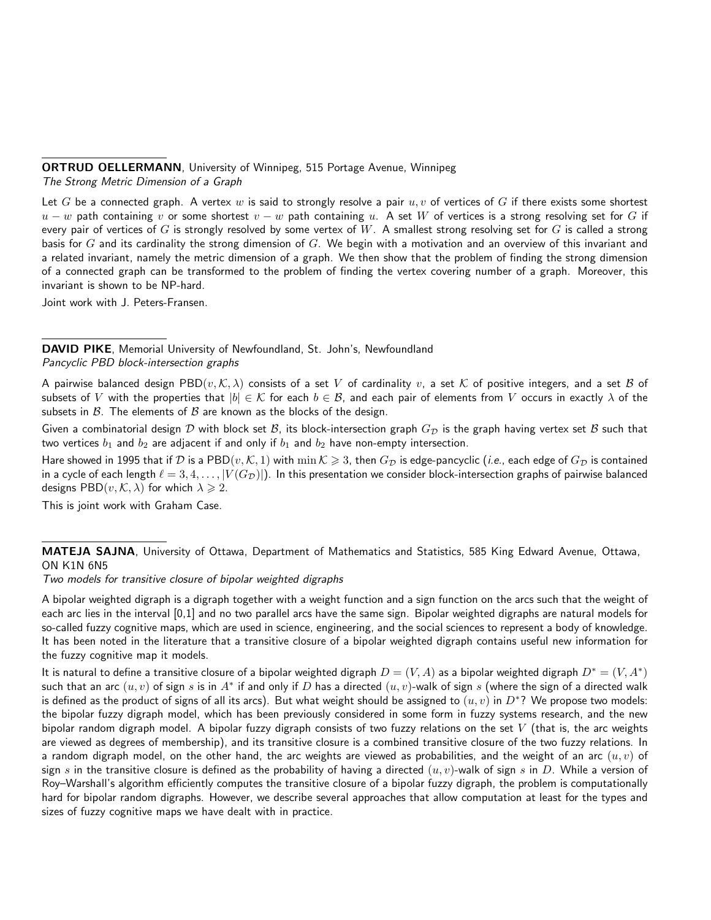**ORTRUD OELLERMANN**, University of Winnipeg, 515 Portage Avenue, Winnipeg
*The Strong Metric Dimension of a Graph*

Let $G$ be a connected graph. A vertex $w$ is said to strongly resolve a pair $u, v$ of vertices of $G$ if there exists some shortest $u - w$ path containing $v$ or some shortest $v - w$ path containing $u$. A set $W$ of vertices is a strong resolving set for $G$ if every pair of vertices of $G$ is strongly resolved by some vertex of $W$. A smallest strong resolving set for $G$ is called a strong basis for $G$ and its cardinality the strong dimension of $G$. We begin with a motivation and an overview of this invariant and a related invariant, namely the metric dimension of a graph. We then show that the problem of finding the strong dimension of a connected graph can be transformed to the problem of finding the vertex covering number of a graph. Moreover, this invariant is shown to be NP-hard.

Joint work with J. Peters-Fransen.

**DAVID PIKE**, Memorial University of Newfoundland, St. John's, Newfoundland
*Pancyclic PBD block-intersection graphs*

A pairwise balanced design $\mathrm{PBD}(v, \mathcal{K}, \lambda)$ consists of a set $V$ of cardinality $v$, a set $\mathcal{K}$ of positive integers, and a set $\mathcal{B}$ of subsets of $V$ with the properties that $|b| \in \mathcal{K}$ for each $b \in \mathcal{B}$, and each pair of elements from $V$ occurs in exactly $\lambda$ of the subsets in $\mathcal{B}$. The elements of $\mathcal{B}$ are known as the blocks of the design.

Given a combinatorial design $\mathcal{D}$ with block set $\mathcal{B}$, its block-intersection graph $G_{\mathcal{D}}$ is the graph having vertex set $\mathcal{B}$ such that two vertices $b_1$ and $b_2$ are adjacent if and only if $b_1$ and $b_2$ have non-empty intersection.

Hare showed in 1995 that if $\mathcal{D}$ is a $\mathrm{PBD}(v, \mathcal{K}, 1)$ with $\min \mathcal{K} \geqslant 3$, then $G_{\mathcal{D}}$ is edge-pancyclic (*i.e.*, each edge of $G_{\mathcal{D}}$ is contained in a cycle of each length $\ell = 3, 4, \ldots, |V(G_{\mathcal{D}})|$). In this presentation we consider block-intersection graphs of pairwise balanced designs $\mathrm{PBD}(v, \mathcal{K}, \lambda)$ for which $\lambda \geqslant 2$.

This is joint work with Graham Case.

**MATEJA SAJNA**, University of Ottawa, Department of Mathematics and Statistics, 585 King Edward Avenue, Ottawa, ON K1N 6N5
*Two models for transitive closure of bipolar weighted digraphs*

A bipolar weighted digraph is a digraph together with a weight function and a sign function on the arcs such that the weight of each arc lies in the interval [0,1] and no two parallel arcs have the same sign. Bipolar weighted digraphs are natural models for so-called fuzzy cognitive maps, which are used in science, engineering, and the social sciences to represent a body of knowledge. It has been noted in the literature that a transitive closure of a bipolar weighted digraph contains useful new information for the fuzzy cognitive map it models.

It is natural to define a transitive closure of a bipolar weighted digraph $D = (V, A)$ as a bipolar weighted digraph $D^* = (V, A^*)$ such that an arc $(u, v)$ of sign $s$ is in $A^*$ if and only if $D$ has a directed $(u, v)$-walk of sign $s$ (where the sign of a directed walk is defined as the product of signs of all its arcs). But what weight should be assigned to $(u, v)$ in $D^*$? We propose two models: the bipolar fuzzy digraph model, which has been previously considered in some form in fuzzy systems research, and the new bipolar random digraph model. A bipolar fuzzy digraph consists of two fuzzy relations on the set $V$ (that is, the arc weights are viewed as degrees of membership), and its transitive closure is a combined transitive closure of the two fuzzy relations. In a random digraph model, on the other hand, the arc weights are viewed as probabilities, and the weight of an arc $(u, v)$ of sign $s$ in the transitive closure is defined as the probability of having a directed $(u, v)$-walk of sign $s$ in $D$. While a version of Roy–Warshall's algorithm efficiently computes the transitive closure of a bipolar fuzzy digraph, the problem is computationally hard for bipolar random digraphs. However, we describe several approaches that allow computation at least for the types and sizes of fuzzy cognitive maps we have dealt with in practice.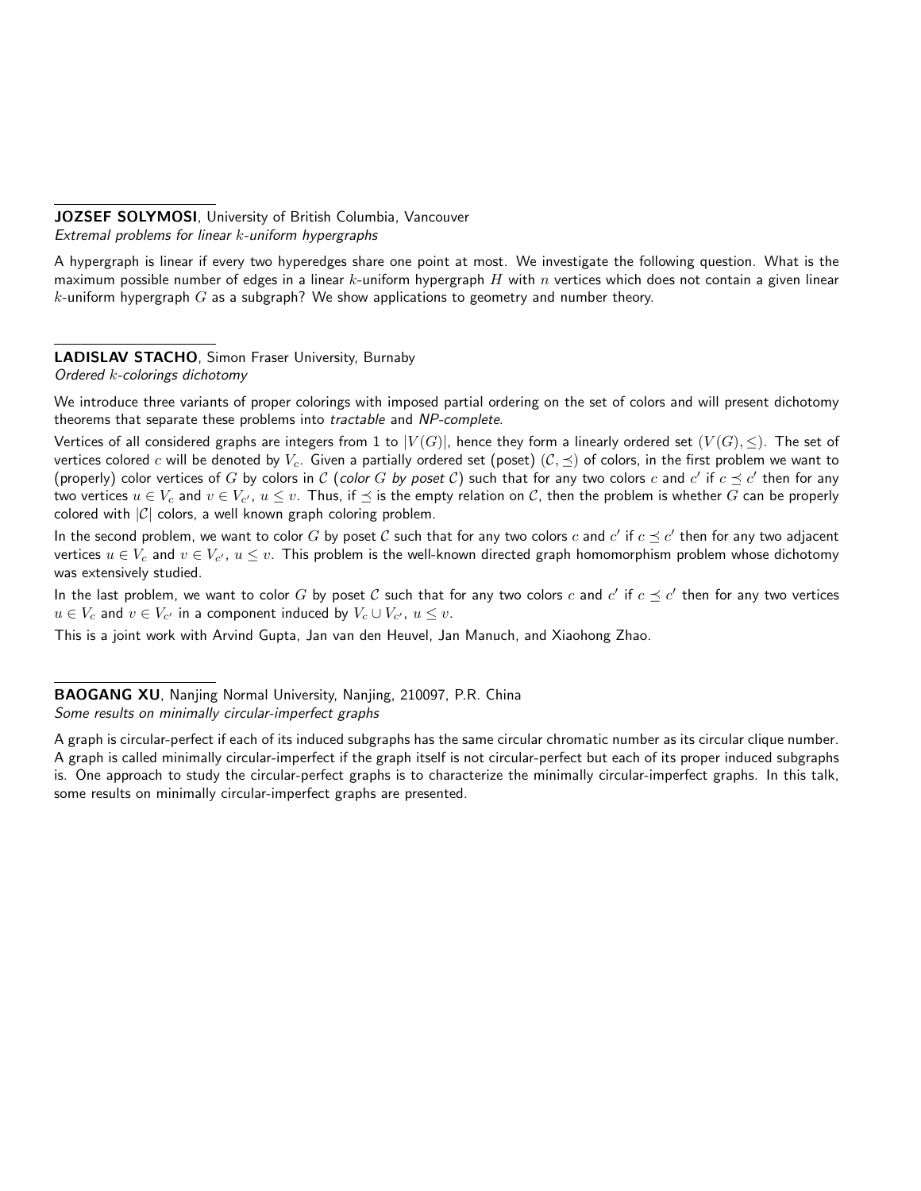**JOZSEF SOLYMOSI**, University of British Columbia, Vancouver
*Extremal problems for linear $k$-uniform hypergraphs*

A hypergraph is linear if every two hyperedges share one point at most. We investigate the following question. What is the maximum possible number of edges in a linear $k$-uniform hypergraph $H$ with $n$ vertices which does not contain a given linear $k$-uniform hypergraph $G$ as a subgraph? We show applications to geometry and number theory.

**LADISLAV STACHO**, Simon Fraser University, Burnaby
*Ordered $k$-colorings dichotomy*

We introduce three variants of proper colorings with imposed partial ordering on the set of colors and will present dichotomy theorems that separate these problems into *tractable* and *NP-complete*.

Vertices of all considered graphs are integers from 1 to $|V(G)|$, hence they form a linearly ordered set $(V(G), \leq)$. The set of vertices colored $c$ will be denoted by $V_c$. Given a partially ordered set (poset) $(\mathcal{C}, \preceq)$ of colors, in the first problem we want to (properly) color vertices of $G$ by colors in $\mathcal{C}$ (*color $G$ by poset $\mathcal{C}$*) such that for any two colors $c$ and $c'$ if $c \preceq c'$ then for any two vertices $u \in V_c$ and $v \in V_{c'}$, $u \leq v$. Thus, if $\preceq$ is the empty relation on $\mathcal{C}$, then the problem is whether $G$ can be properly colored with $|\mathcal{C}|$ colors, a well known graph coloring problem.

In the second problem, we want to color $G$ by poset $\mathcal{C}$ such that for any two colors $c$ and $c'$ if $c \preceq c'$ then for any two adjacent vertices $u \in V_c$ and $v \in V_{c'}$, $u \leq v$. This problem is the well-known directed graph homomorphism problem whose dichotomy was extensively studied.

In the last problem, we want to color $G$ by poset $\mathcal{C}$ such that for any two colors $c$ and $c'$ if $c \preceq c'$ then for any two vertices $u \in V_c$ and $v \in V_{c'}$ in a component induced by $V_c \cup V_{c'}$, $u \leq v$.

This is a joint work with Arvind Gupta, Jan van den Heuvel, Jan Manuch, and Xiaohong Zhao.

**BAOGANG XU**, Nanjing Normal University, Nanjing, 210097, P.R. China
*Some results on minimally circular-imperfect graphs*

A graph is circular-perfect if each of its induced subgraphs has the same circular chromatic number as its circular clique number. A graph is called minimally circular-imperfect if the graph itself is not circular-perfect but each of its proper induced subgraphs is. One approach to study the circular-perfect graphs is to characterize the minimally circular-imperfect graphs. In this talk, some results on minimally circular-imperfect graphs are presented.